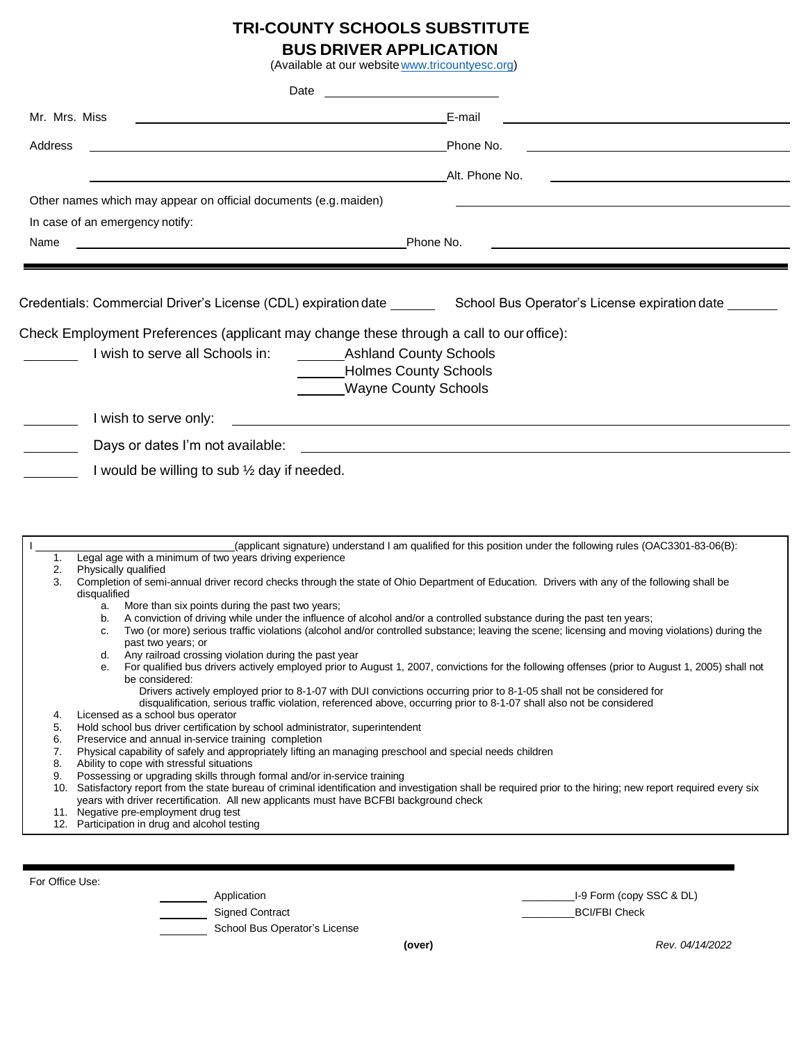# TRI-COUNTY SCHOOLS SUBSTITUTE

## BUS DRIVER APPLICATION

(Available at our website www.tricountyesc.org)

Date ____________________

Mr. Mrs. Miss ______________________________ E-mail ______________________________

Address ______________________________ Phone No. ______________________________

______________________________ Alt. Phone No. ______________________________

Other names which may appear on official documents (e.g. maiden) ______________________________

In case of an emergency notify:

Name ______________________________ Phone No. ______________________________

---

Credentials: Commercial Driver's License (CDL) expiration date ______ School Bus Operator's License expiration date ______

Check Employment Preferences (applicant may change these through a call to our office):

_______ I wish to serve all Schools in: ______Ashland County Schools
______Holmes County Schools
______Wayne County Schools

_______ I wish to serve only: ______________________________

_______ Days or dates I'm not available: ______________________________

_______ I would be willing to sub ½ day if needed.

I ______________________________(applicant signature) understand I am qualified for this position under the following rules (OAC3301-83-06(B):

1. Legal age with a minimum of two years driving experience
2. Physically qualified
3. Completion of semi-annual driver record checks through the state of Ohio Department of Education. Drivers with any of the following shall be disqualified
   a. More than six points during the past two years;
   b. A conviction of driving while under the influence of alcohol and/or a controlled substance during the past ten years;
   c. Two (or more) serious traffic violations (alcohol and/or controlled substance; leaving the scene; licensing and moving violations) during the past two years; or
   d. Any railroad crossing violation during the past year
   e. For qualified bus drivers actively employed prior to August 1, 2007, convictions for the following offenses (prior to August 1, 2005) shall not be considered:
      Drivers actively employed prior to 8-1-07 with DUI convictions occurring prior to 8-1-05 shall not be considered for disqualification, serious traffic violation, referenced above, occurring prior to 8-1-07 shall also not be considered
4. Licensed as a school bus operator
5. Hold school bus driver certification by school administrator, superintendent
6. Preservice and annual in-service training completion
7. Physical capability of safely and appropriately lifting an managing preschool and special needs children
8. Ability to cope with stressful situations
9. Possessing or upgrading skills through formal and/or in-service training
10. Satisfactory report from the state bureau of criminal identification and investigation shall be required prior to the hiring; new report required every six years with driver recertification. All new applicants must have BCFBI background check
11. Negative pre-employment drug test
12. Participation in drug and alcohol testing

---

For Office Use:

_______ Application
_______ Signed Contract
_______ School Bus Operator's License

_________I-9 Form (copy SSC & DL)
_________BCI/FBI Check

**(over)**

*Rev. 04/14/2022*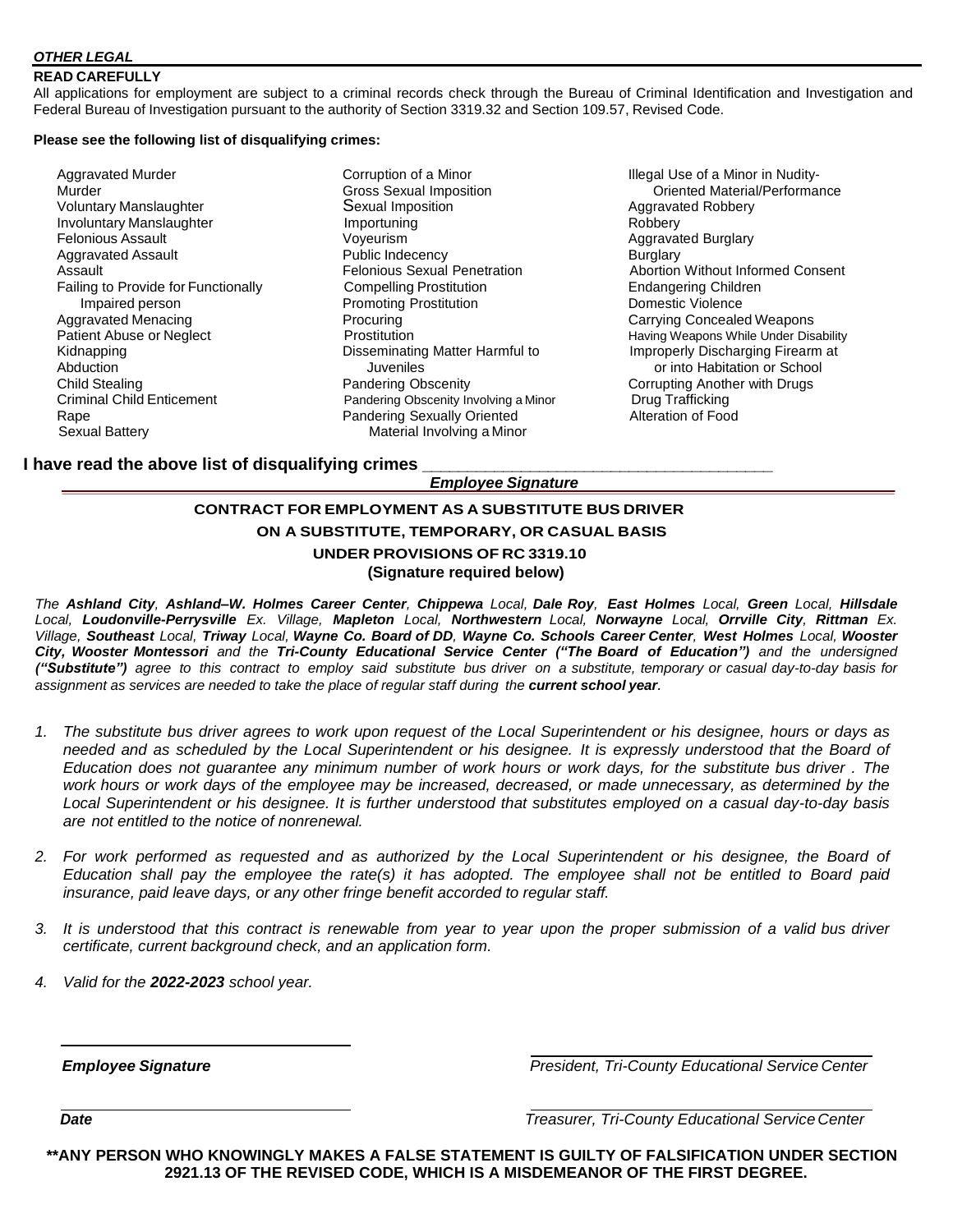***OTHER LEGAL***

**READ CAREFULLY**

All applications for employment are subject to a criminal records check through the Bureau of Criminal Identification and Investigation and Federal Bureau of Investigation pursuant to the authority of Section 3319.32 and Section 109.57, Revised Code.

**Please see the following list of disqualifying crimes:**

- Aggravated Murder
- Murder
- Voluntary Manslaughter
- Involuntary Manslaughter
- Felonious Assault
- Aggravated Assault
- Assault
- Failing to Provide for Functionally Impaired person
- Aggravated Menacing
- Patient Abuse or Neglect
- Kidnapping
- Abduction
- Child Stealing
- Criminal Child Enticement
- Rape
- Sexual Battery
- Corruption of a Minor
- Gross Sexual Imposition
- Sexual Imposition
- Importuning
- Voyeurism
- Public Indecency
- Felonious Sexual Penetration
- Compelling Prostitution
- Promoting Prostitution
- Procuring
- Prostitution
- Disseminating Matter Harmful to Juveniles
- Pandering Obscenity
- Pandering Obscenity Involving a Minor
- Pandering Sexually Oriented Material Involving a Minor
- Illegal Use of a Minor in Nudity-Oriented Material/Performance
- Aggravated Robbery
- Robbery
- Aggravated Burglary
- Burglary
- Abortion Without Informed Consent
- Endangering Children
- Domestic Violence
- Carrying Concealed Weapons
- Having Weapons While Under Disability
- Improperly Discharging Firearm at or into Habitation or School
- Corrupting Another with Drugs
- Drug Trafficking
- Alteration of Food

**I have read the above list of disqualifying crimes** ___________________________________

***Employee Signature***

**CONTRACT FOR EMPLOYMENT AS A SUBSTITUTE BUS DRIVER**
**ON A SUBSTITUTE, TEMPORARY, OR CASUAL BASIS**
**UNDER PROVISIONS OF RC 3319.10**
**(Signature required below)**

*The **Ashland City**, **Ashland–W. Holmes Career Center**, **Chippewa** Local, **Dale Roy**, **East Holmes** Local, **Green** Local, **Hillsdale** Local, **Loudonville-Perrysville** Ex. Village, **Mapleton** Local, **Northwestern** Local, **Norwayne** Local, **Orrville City**, **Rittman** Ex. Village, **Southeast** Local, **Triway** Local, **Wayne Co. Board of DD**, **Wayne Co. Schools Career Center**, **West Holmes** Local, **Wooster City, Wooster Montessori** and the **Tri-County Educational Service Center ("The Board of Education")** and the undersigned **("Substitute")** agree to this contract to employ said substitute bus driver on a substitute, temporary or casual day-to-day basis for assignment as services are needed to take the place of regular staff during the **current school year**.*

1. *The substitute bus driver agrees to work upon request of the Local Superintendent or his designee, hours or days as needed and as scheduled by the Local Superintendent or his designee. It is expressly understood that the Board of Education does not guarantee any minimum number of work hours or work days, for the substitute bus driver . The work hours or work days of the employee may be increased, decreased, or made unnecessary, as determined by the Local Superintendent or his designee. It is further understood that substitutes employed on a casual day-to-day basis are not entitled to the notice of nonrenewal.*

2. *For work performed as requested and as authorized by the Local Superintendent or his designee, the Board of Education shall pay the employee the rate(s) it has adopted. The employee shall not be entitled to Board paid insurance, paid leave days, or any other fringe benefit accorded to regular staff.*

3. *It is understood that this contract is renewable from year to year upon the proper submission of a valid bus driver certificate, current background check, and an application form.*

4. *Valid for the **2022-2023** school year.*

___________________________________ ***Employee Signature***

___________________________________ *President, Tri-County Educational Service Center*

___________________________________ ***Date***

___________________________________ *Treasurer, Tri-County Educational Service Center*

**\*\*ANY PERSON WHO KNOWINGLY MAKES A FALSE STATEMENT IS GUILTY OF FALSIFICATION UNDER SECTION 2921.13 OF THE REVISED CODE, WHICH IS A MISDEMEANOR OF THE FIRST DEGREE.**